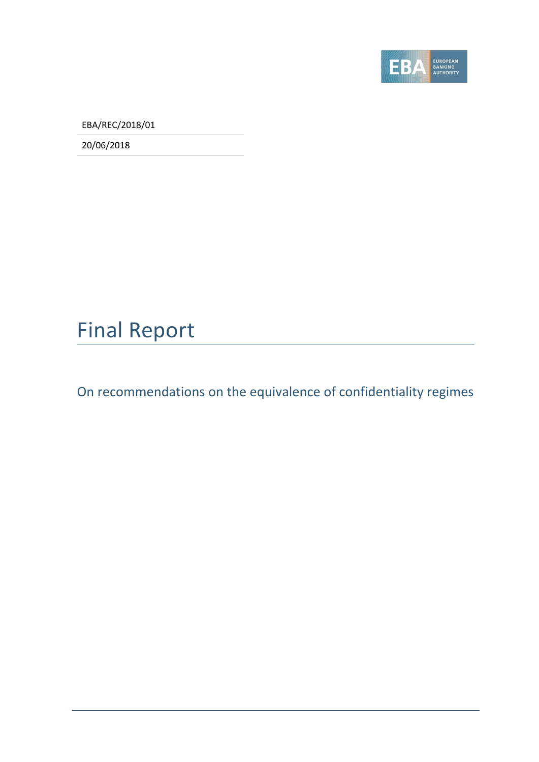EBA/REC/2018/01

20/06/2018

# Final Report

## On recommendations on the equivalence of confidentiality regimes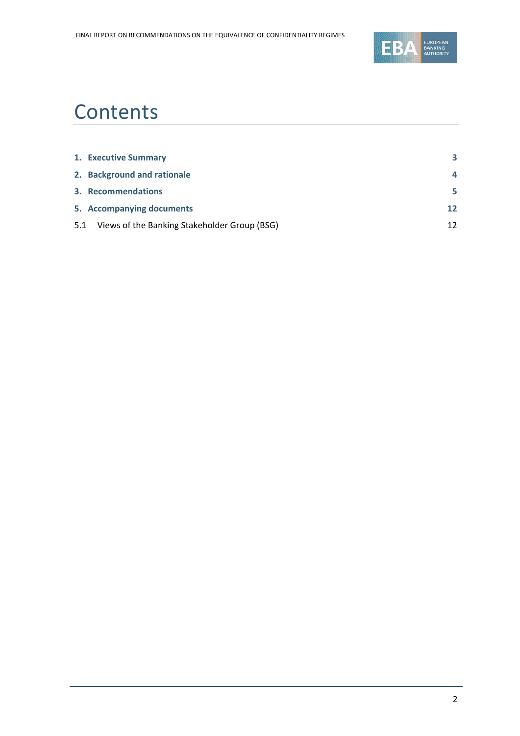# Contents

| | |
|---|---|
| **1. Executive Summary** | **3** |
| **2. Background and rationale** | **4** |
| **3. Recommendations** | **5** |
| **5. Accompanying documents** | **12** |
| 5.1 Views of the Banking Stakeholder Group (BSG) | 12 |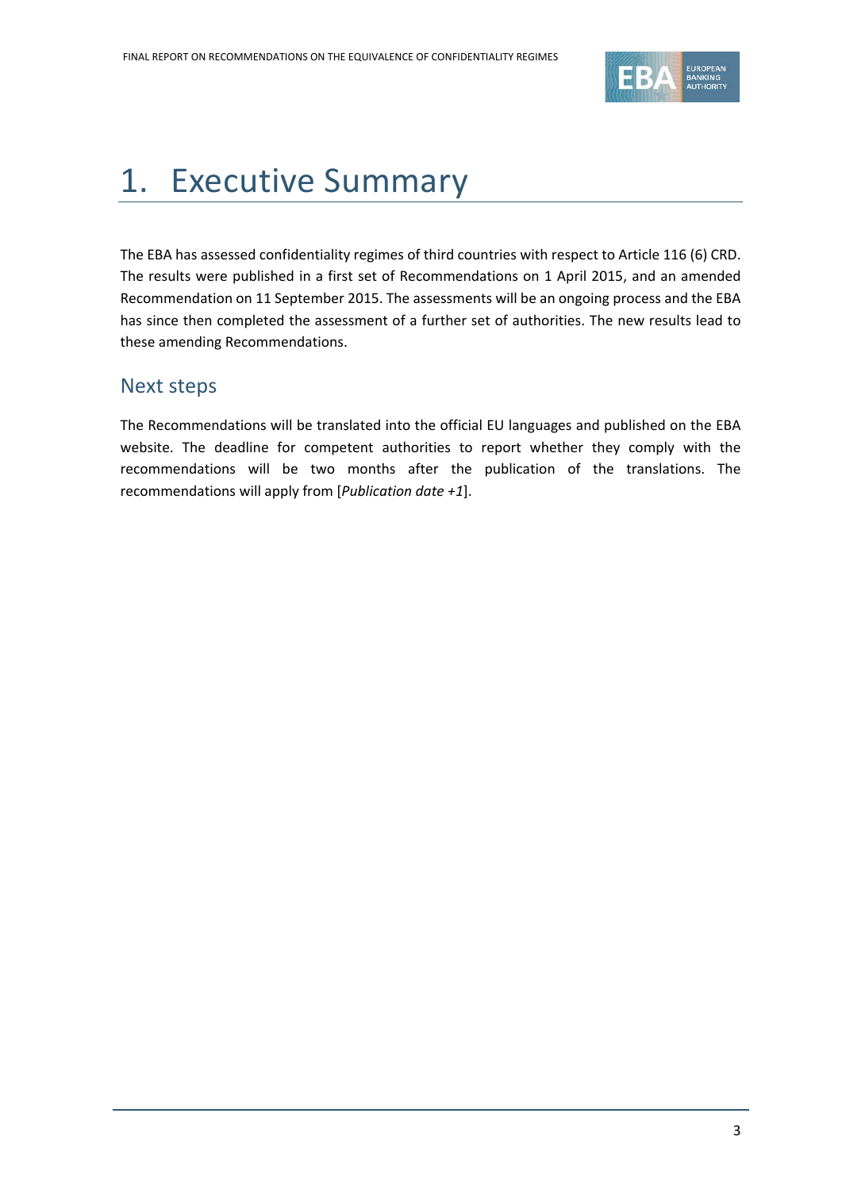# 1. Executive Summary

The EBA has assessed confidentiality regimes of third countries with respect to Article 116 (6) CRD. The results were published in a first set of Recommendations on 1 April 2015, and an amended Recommendation on 11 September 2015. The assessments will be an ongoing process and the EBA has since then completed the assessment of a further set of authorities. The new results lead to these amending Recommendations.

## Next steps

The Recommendations will be translated into the official EU languages and published on the EBA website. The deadline for competent authorities to report whether they comply with the recommendations will be two months after the publication of the translations. The recommendations will apply from [*Publication date +1*].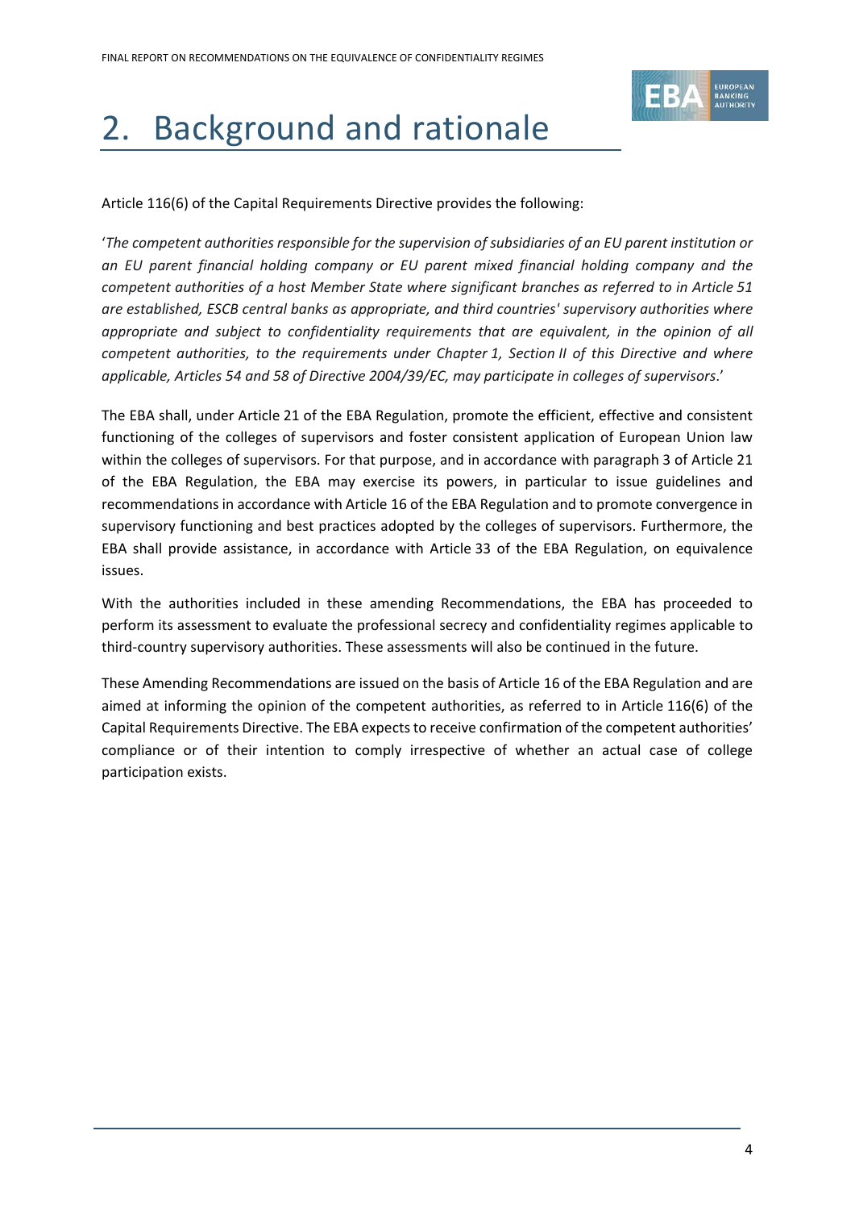# 2. Background and rationale

Article 116(6) of the Capital Requirements Directive provides the following:

'*The competent authorities responsible for the supervision of subsidiaries of an EU parent institution or an EU parent financial holding company or EU parent mixed financial holding company and the competent authorities of a host Member State where significant branches as referred to in Article 51 are established, ESCB central banks as appropriate, and third countries' supervisory authorities where appropriate and subject to confidentiality requirements that are equivalent, in the opinion of all competent authorities, to the requirements under Chapter 1, Section II of this Directive and where applicable, Articles 54 and 58 of Directive 2004/39/EC, may participate in colleges of supervisors*.'

The EBA shall, under Article 21 of the EBA Regulation, promote the efficient, effective and consistent functioning of the colleges of supervisors and foster consistent application of European Union law within the colleges of supervisors. For that purpose, and in accordance with paragraph 3 of Article 21 of the EBA Regulation, the EBA may exercise its powers, in particular to issue guidelines and recommendations in accordance with Article 16 of the EBA Regulation and to promote convergence in supervisory functioning and best practices adopted by the colleges of supervisors. Furthermore, the EBA shall provide assistance, in accordance with Article 33 of the EBA Regulation, on equivalence issues.

With the authorities included in these amending Recommendations, the EBA has proceeded to perform its assessment to evaluate the professional secrecy and confidentiality regimes applicable to third-country supervisory authorities. These assessments will also be continued in the future.

These Amending Recommendations are issued on the basis of Article 16 of the EBA Regulation and are aimed at informing the opinion of the competent authorities, as referred to in Article 116(6) of the Capital Requirements Directive. The EBA expects to receive confirmation of the competent authorities' compliance or of their intention to comply irrespective of whether an actual case of college participation exists.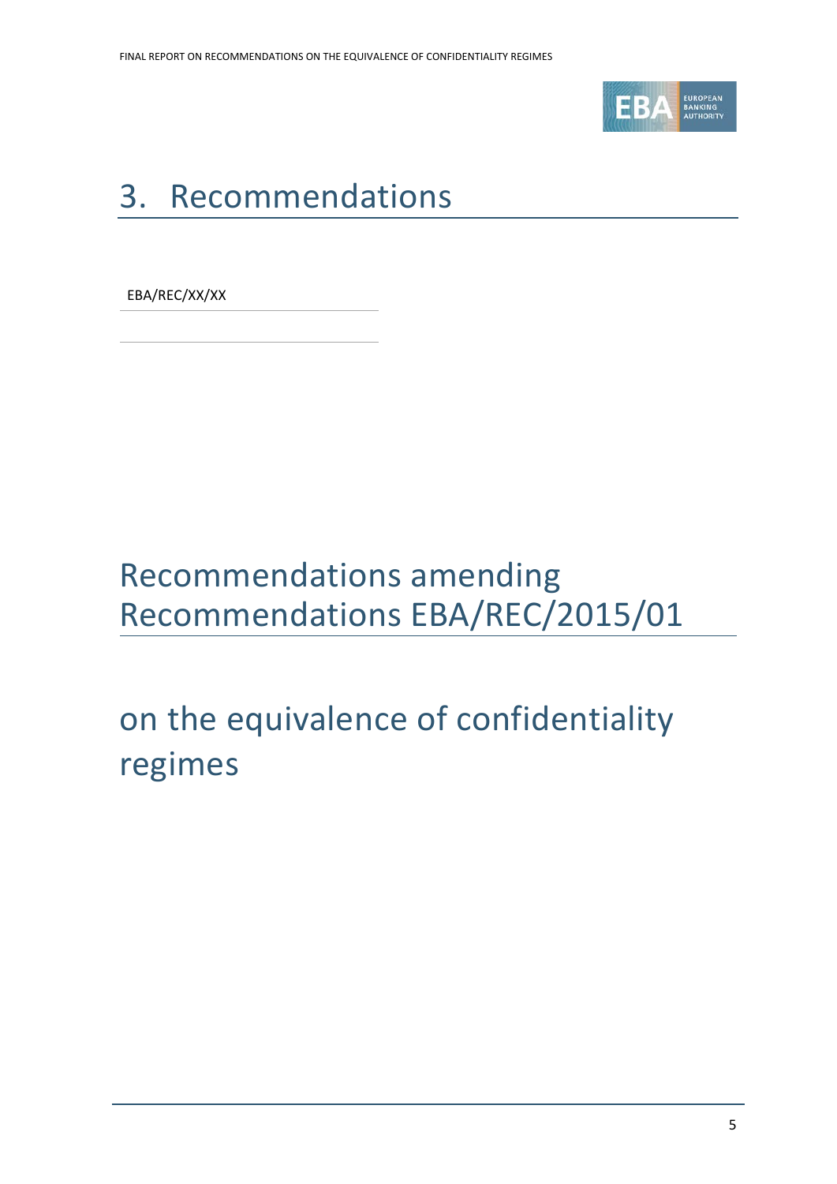# 3. Recommendations

EBA/REC/XX/XX

## Recommendations amending Recommendations EBA/REC/2015/01

## on the equivalence of confidentiality regimes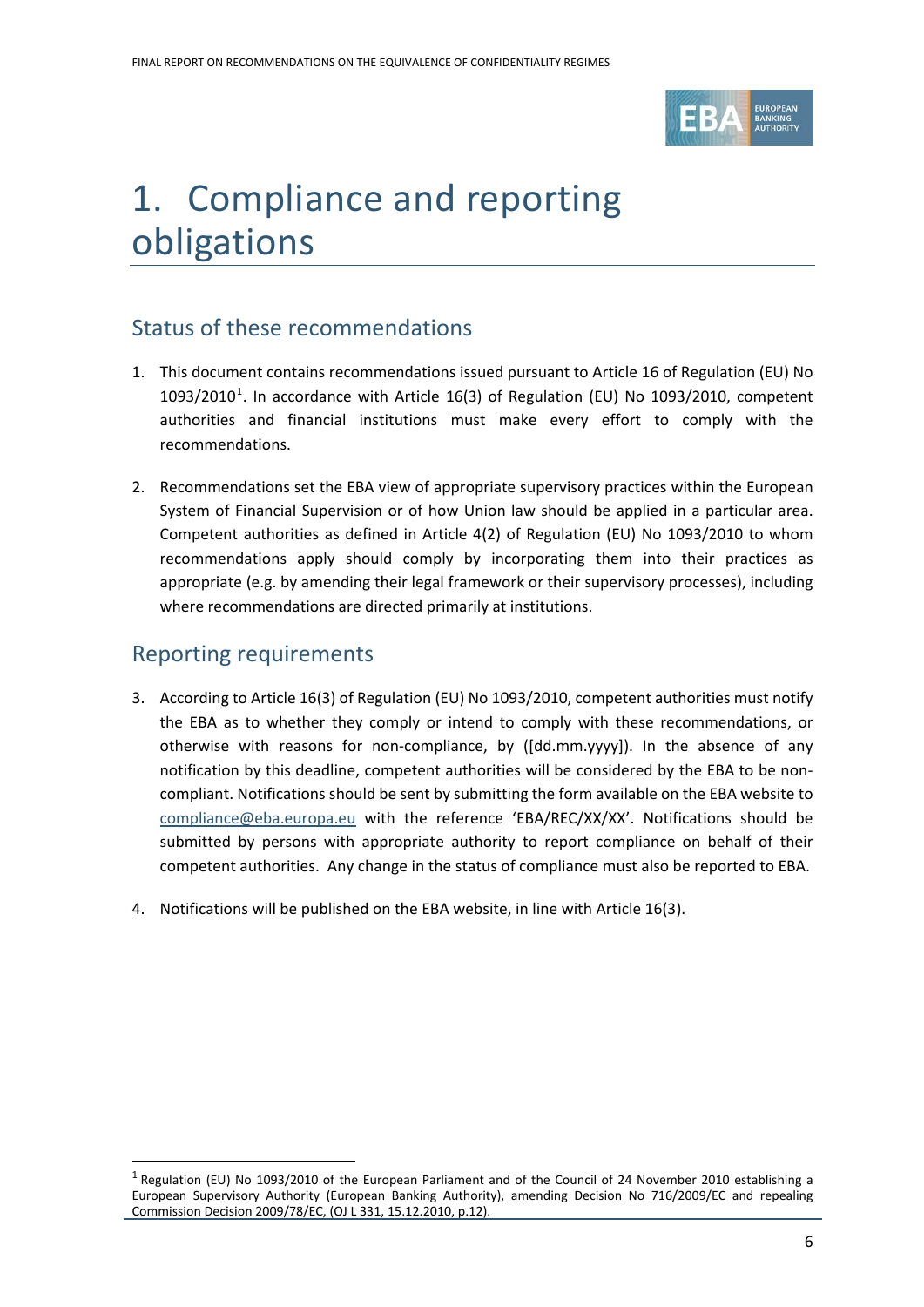# 1. Compliance and reporting obligations

## Status of these recommendations

1. This document contains recommendations issued pursuant to Article 16 of Regulation (EU) No 1093/2010[1]. In accordance with Article 16(3) of Regulation (EU) No 1093/2010, competent authorities and financial institutions must make every effort to comply with the recommendations.

2. Recommendations set the EBA view of appropriate supervisory practices within the European System of Financial Supervision or of how Union law should be applied in a particular area. Competent authorities as defined in Article 4(2) of Regulation (EU) No 1093/2010 to whom recommendations apply should comply by incorporating them into their practices as appropriate (e.g. by amending their legal framework or their supervisory processes), including where recommendations are directed primarily at institutions.

## Reporting requirements

3. According to Article 16(3) of Regulation (EU) No 1093/2010, competent authorities must notify the EBA as to whether they comply or intend to comply with these recommendations, or otherwise with reasons for non-compliance, by ([dd.mm.yyyy]). In the absence of any notification by this deadline, competent authorities will be considered by the EBA to be non-compliant. Notifications should be sent by submitting the form available on the EBA website to compliance@eba.europa.eu with the reference 'EBA/REC/XX/XX'. Notifications should be submitted by persons with appropriate authority to report compliance on behalf of their competent authorities. Any change in the status of compliance must also be reported to EBA.

4. Notifications will be published on the EBA website, in line with Article 16(3).

---

[1] Regulation (EU) No 1093/2010 of the European Parliament and of the Council of 24 November 2010 establishing a European Supervisory Authority (European Banking Authority), amending Decision No 716/2009/EC and repealing Commission Decision 2009/78/EC, (OJ L 331, 15.12.2010, p.12).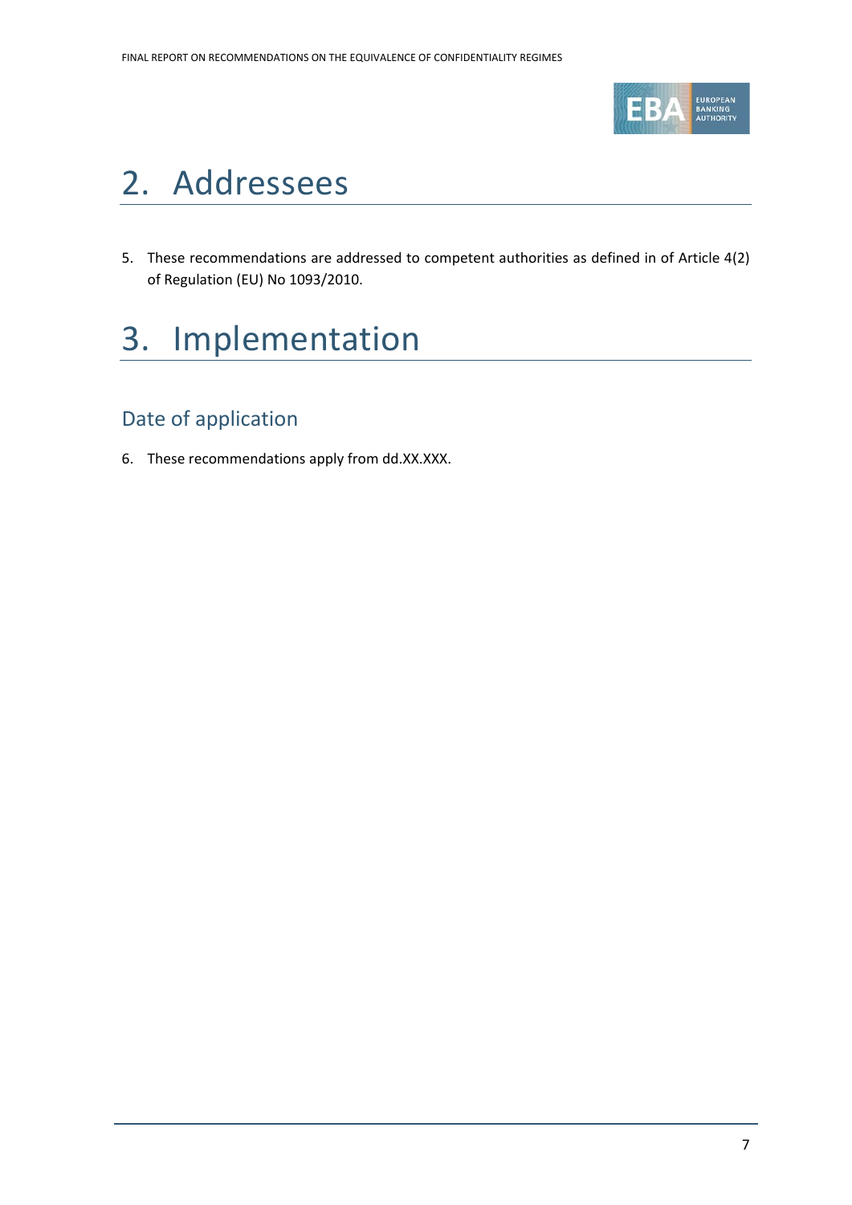# 2. Addressees

5. These recommendations are addressed to competent authorities as defined in of Article 4(2) of Regulation (EU) No 1093/2010.

# 3. Implementation

## Date of application

6. These recommendations apply from dd.XX.XXX.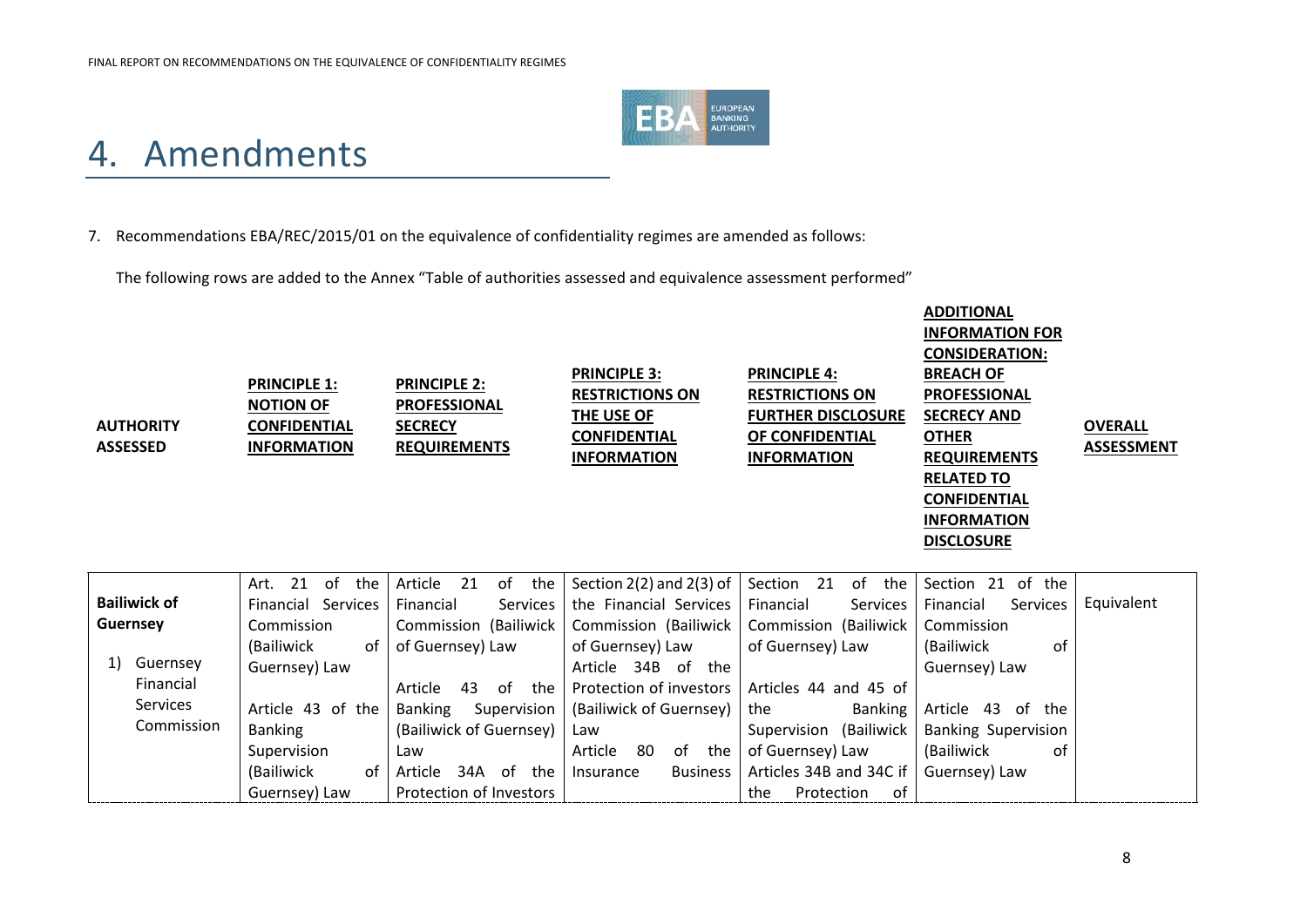# 4. Amendments

7. Recommendations EBA/REC/2015/01 on the equivalence of confidentiality regimes are amended as follows:

The following rows are added to the Annex "Table of authorities assessed and equivalence assessment performed"

| AUTHORITY ASSESSED | PRINCIPLE 1: NOTION OF CONFIDENTIAL INFORMATION | PRINCIPLE 2: PROFESSIONAL SECRECY REQUIREMENTS | PRINCIPLE 3: RESTRICTIONS ON THE USE OF CONFIDENTIAL INFORMATION | PRINCIPLE 4: RESTRICTIONS ON FURTHER DISCLOSURE OF CONFIDENTIAL INFORMATION | ADDITIONAL INFORMATION FOR CONSIDERATION: BREACH OF PROFESSIONAL SECRECY AND OTHER REQUIREMENTS RELATED TO CONFIDENTIAL INFORMATION DISCLOSURE | OVERALL ASSESSMENT |
|---|---|---|---|---|---|---|
| **Bailiwick of Guernsey**<br><br>1) Guernsey Financial Services Commission | Art. 21 of the Financial Services Commission (Bailiwick of Guernsey) Law<br><br>Article 43 of the Banking Supervision (Bailiwick of Guernsey) Law | Article 21 of the Financial Services Commission (Bailiwick of Guernsey) Law<br><br>Article 43 of the Banking Supervision (Bailiwick of Guernsey) Law<br><br>Article 34A of the Protection of Investors | Section 2(2) and 2(3) of the Financial Services Commission (Bailiwick of Guernsey) Law<br><br>Article 34B of the Protection of investors (Bailiwick of Guernsey) Law<br><br>Article 80 of the Insurance Business | Section 21 of the Financial Services Commission (Bailiwick of Guernsey) Law<br><br>Articles 44 and 45 of the Banking Supervision (Bailiwick of Guernsey) Law<br><br>Articles 34B and 34C if the Protection of | Section 21 of the Financial Services Commission (Bailiwick of Guernsey) Law<br><br>Article 43 of the Banking Supervision (Bailiwick of Guernsey) Law | Equivalent |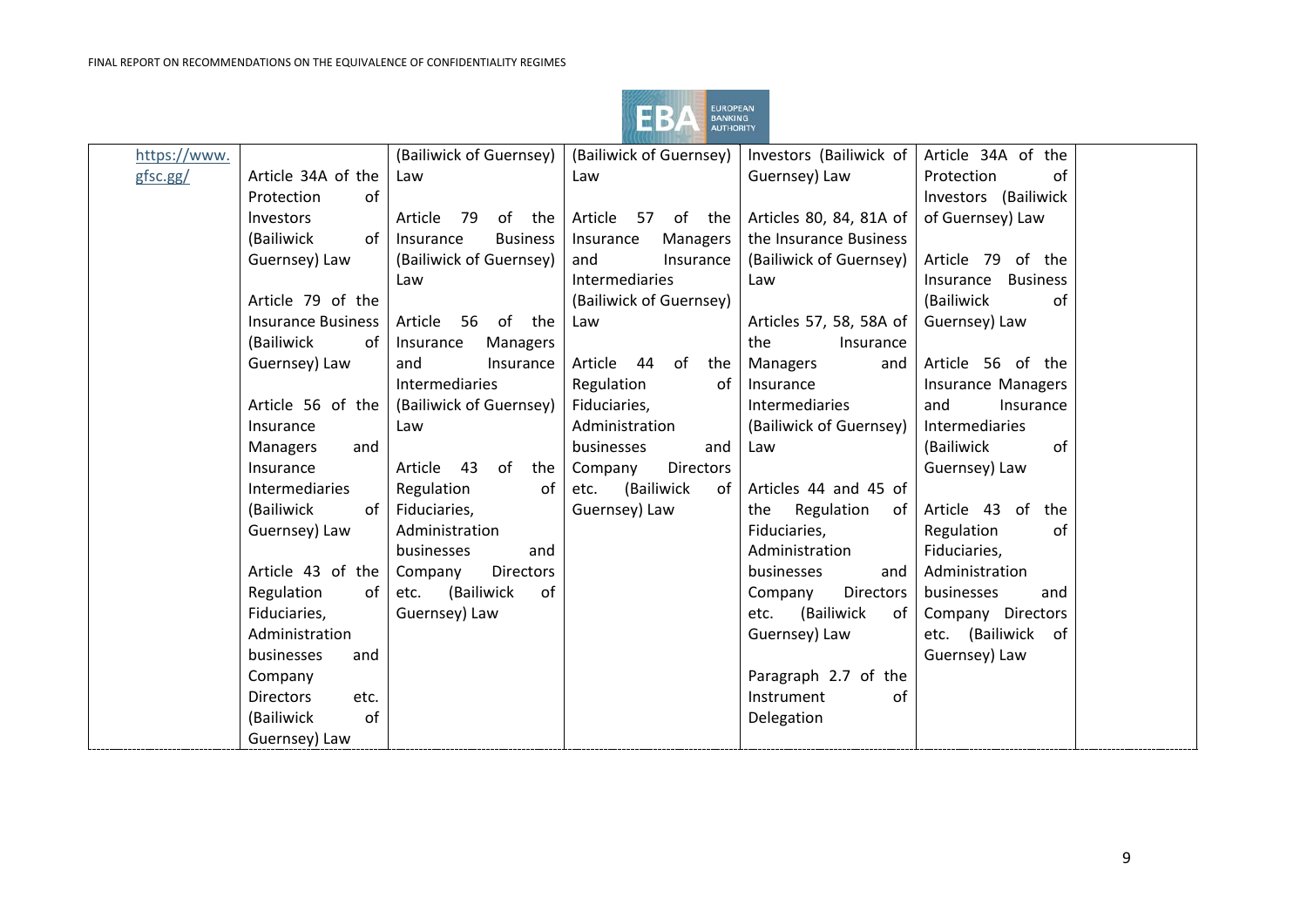| https://www.gfsc.gg/ | Article 34A of the Protection of Investors (Bailiwick of Guernsey) Law<br><br>Article 79 of the Insurance Business (Bailiwick of Guernsey) Law<br><br>Article 56 of the Insurance Managers and Insurance Intermediaries (Bailiwick of Guernsey) Law<br><br>Article 43 of the Regulation of Fiduciaries, Administration businesses and Company Directors etc. (Bailiwick of Guernsey) Law | (Bailiwick of Guernsey) Law<br><br>Article 79 of the Insurance Business (Bailiwick of Guernsey) Law<br><br>Article 56 of the Insurance Managers and Insurance Intermediaries (Bailiwick of Guernsey) Law<br><br>Article 43 of the Regulation of Fiduciaries, Administration businesses and Company Directors etc. (Bailiwick of Guernsey) Law | (Bailiwick of Guernsey) Law<br><br>Article 57 of the Insurance Managers and Insurance Intermediaries (Bailiwick of Guernsey) Law<br><br>Article 44 of the Regulation of Fiduciaries, Administration businesses and Company Directors etc. (Bailiwick of Guernsey) Law | Investors (Bailiwick of Guernsey) Law<br><br>Articles 80, 84, 81A of the Insurance Business (Bailiwick of Guernsey) Law<br><br>Articles 57, 58, 58A of the Insurance Managers and Insurance Intermediaries (Bailiwick of Guernsey) Law<br><br>Articles 44 and 45 of the Regulation of Fiduciaries, Administration businesses and Company Directors etc. (Bailiwick of Guernsey) Law<br><br>Paragraph 2.7 of the Instrument of Delegation | Article 34A of the Protection of Investors (Bailiwick of Guernsey) Law<br><br>Article 79 of the Insurance Business (Bailiwick of Guernsey) Law<br><br>Article 56 of the Insurance Managers and Insurance Intermediaries (Bailiwick of Guernsey) Law<br><br>Article 43 of the Regulation of Fiduciaries, Administration businesses and Company Directors etc. (Bailiwick of Guernsey) Law | |
|---|---|---|---|---|---|---|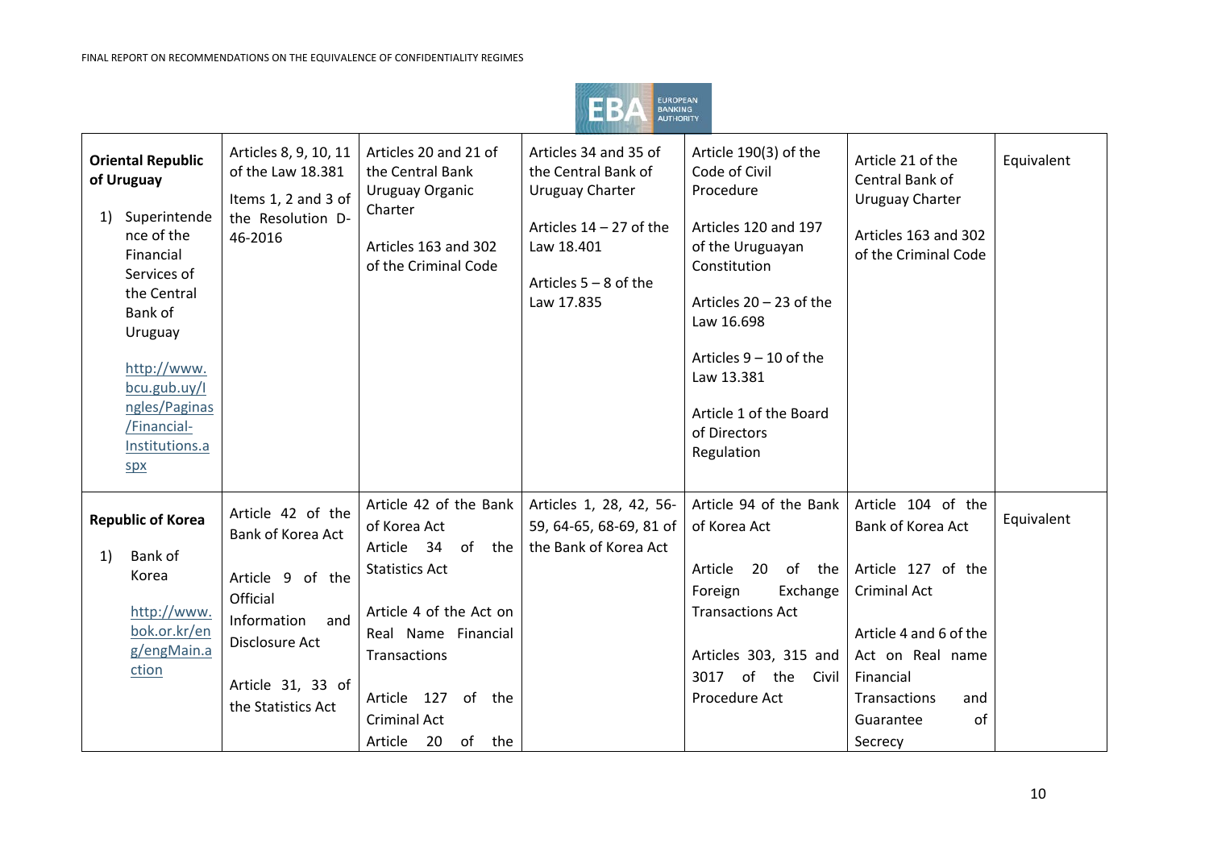| | | | | | | |
|---|---|---|---|---|---|---|
| **Oriental Republic of Uruguay**<br>1) Superintendence of the Financial Services of the Central Bank of Uruguay<br>http://www.bcu.gub.uy/Ingles/Paginas/Financial-Institutions.aspx | Articles 8, 9, 10, 11 of the Law 18.381<br>Items 1, 2 and 3 of the Resolution D-46-2016 | Articles 20 and 21 of the Central Bank Uruguay Organic Charter<br>Articles 163 and 302 of the Criminal Code | Articles 34 and 35 of the Central Bank of Uruguay Charter<br>Articles 14 – 27 of the Law 18.401<br>Articles 5 – 8 of the Law 17.835 | Article 190(3) of the Code of Civil Procedure<br>Articles 120 and 197 of the Uruguayan Constitution<br>Articles 20 – 23 of the Law 16.698<br>Articles 9 – 10 of the Law 13.381<br>Article 1 of the Board of Directors Regulation | Article 21 of the Central Bank of Uruguay Charter<br>Articles 163 and 302 of the Criminal Code | Equivalent |
| **Republic of Korea**<br>1) Bank of Korea<br>http://www.bok.or.kr/eng/engMain.action | Article 42 of the Bank of Korea Act<br>Article 9 of the Official Information and Disclosure Act<br>Article 31, 33 of the Statistics Act | Article 42 of the Bank of Korea Act<br>Article 34 of the Statistics Act<br>Article 4 of the Act on Real Name Financial Transactions<br>Article 127 of the Criminal Act<br>Article 20 of the | Articles 1, 28, 42, 56-59, 64-65, 68-69, 81 of the Bank of Korea Act | Article 94 of the Bank of Korea Act<br>Article 20 of the Foreign Exchange Transactions Act<br>Articles 303, 315 and 3017 of the Civil Procedure Act | Article 104 of the Bank of Korea Act<br>Article 127 of the Criminal Act<br>Article 4 and 6 of the Act on Real name Financial Transactions and Guarantee of Secrecy | Equivalent |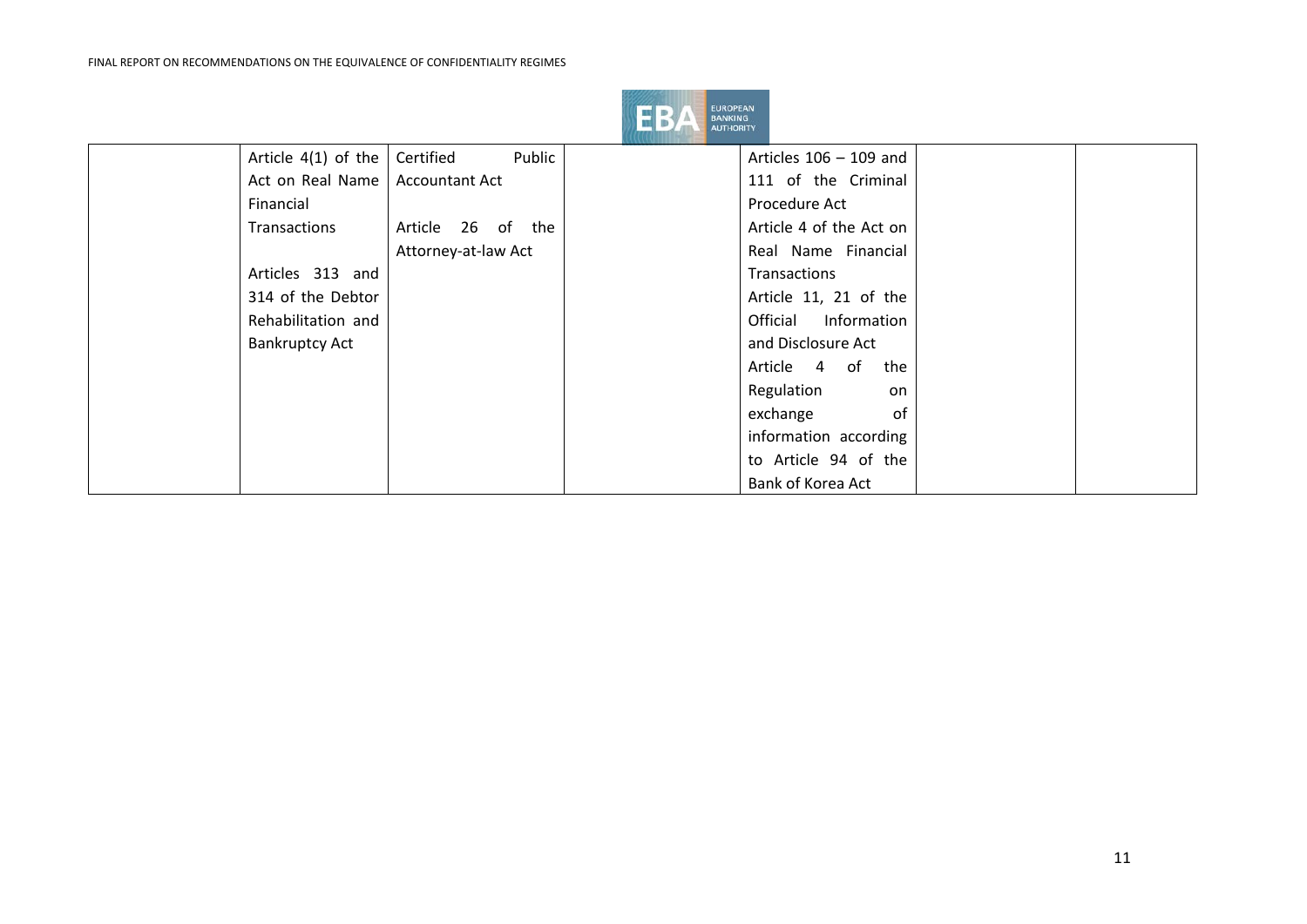| | | | | | | |
|---|---|---|---|---|---|---|
| | Article 4(1) of the Act on Real Name Financial Transactions<br><br>Articles 313 and 314 of the Debtor Rehabilitation and Bankruptcy Act | Certified Public Accountant Act<br><br>Article 26 of the Attorney-at-law Act | | Articles 106 – 109 and 111 of the Criminal Procedure Act<br>Article 4 of the Act on Real Name Financial Transactions<br>Article 11, 21 of the Official Information and Disclosure Act<br>Article 4 of the Regulation on exchange of information according to Article 94 of the Bank of Korea Act | | |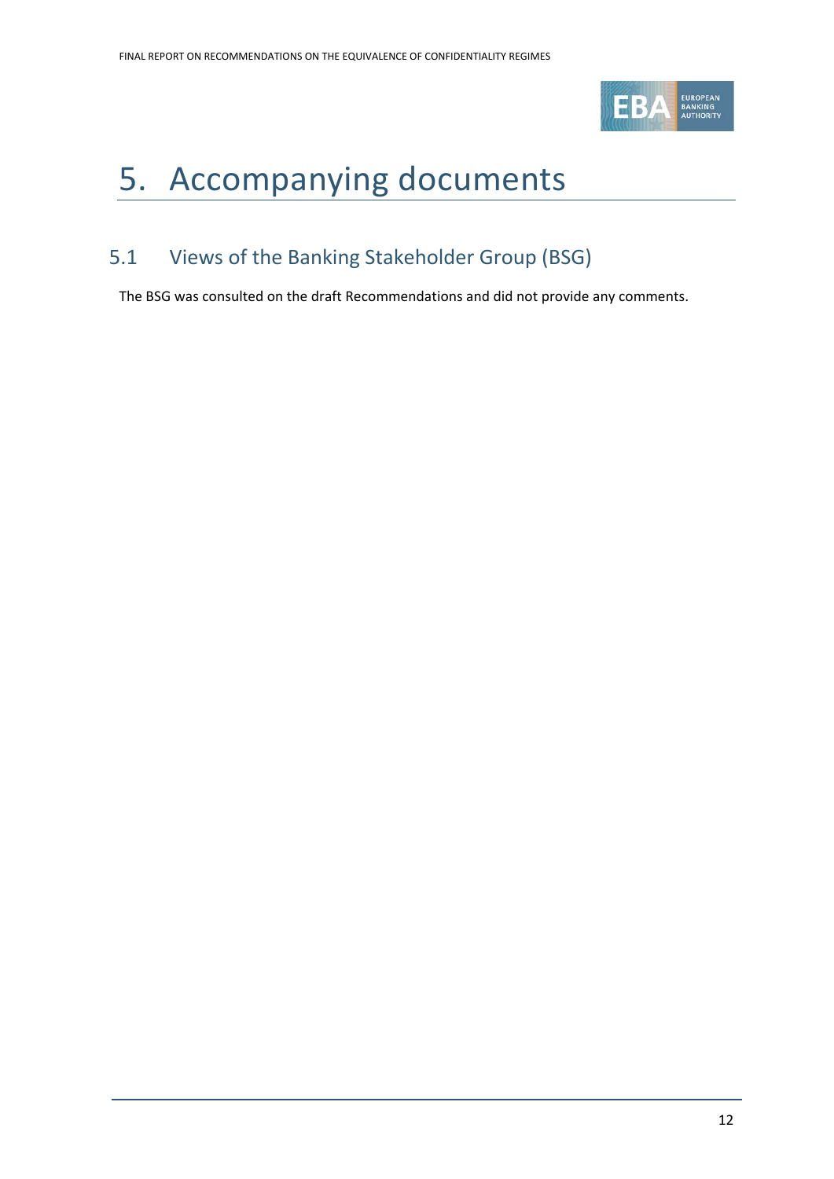# 5. Accompanying documents

## 5.1 Views of the Banking Stakeholder Group (BSG)

The BSG was consulted on the draft Recommendations and did not provide any comments.